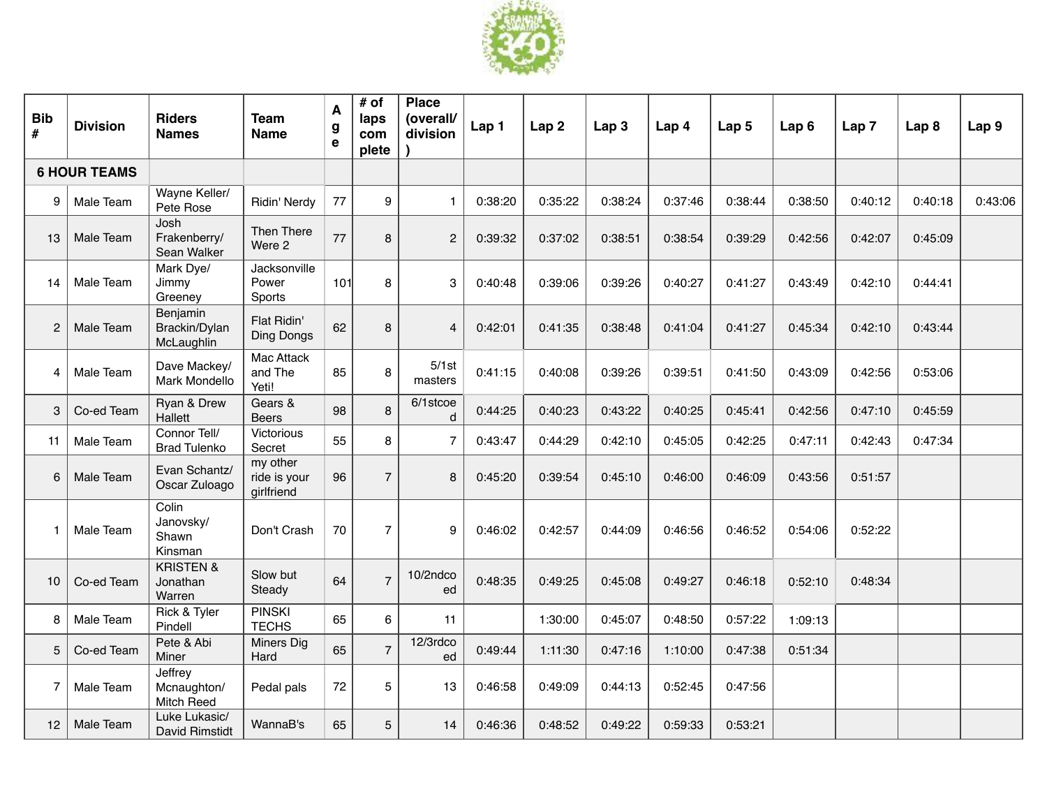| Bib # | Division | Riders Names | Team Name | Age | # of laps complete | Place (overall/ division) | Lap 1 | Lap 2 | Lap 3 | Lap 4 | Lap 5 | Lap 6 | Lap 7 | Lap 8 | Lap 9 |
|---|---|---|---|---|---|---|---|---|---|---|---|---|---|---|---|
| **6 HOUR TEAMS** | | | | | | | | | | | | | | | |
| 9 | Male Team | Wayne Keller/ Pete Rose | Ridin' Nerdy | 77 | 9 | 1 | 0:38:20 | 0:35:22 | 0:38:24 | 0:37:46 | 0:38:44 | 0:38:50 | 0:40:12 | 0:40:18 | 0:43:06 |
| 13 | Male Team | Josh Frakenberry/ Sean Walker | Then There Were 2 | 77 | 8 | 2 | 0:39:32 | 0:37:02 | 0:38:51 | 0:38:54 | 0:39:29 | 0:42:56 | 0:42:07 | 0:45:09 | |
| 14 | Male Team | Mark Dye/ Jimmy Greeney | Jacksonville Power Sports | 101 | 8 | 3 | 0:40:48 | 0:39:06 | 0:39:26 | 0:40:27 | 0:41:27 | 0:43:49 | 0:42:10 | 0:44:41 | |
| 2 | Male Team | Benjamin Brackin/Dylan McLaughlin | Flat Ridin' Ding Dongs | 62 | 8 | 4 | 0:42:01 | 0:41:35 | 0:38:48 | 0:41:04 | 0:41:27 | 0:45:34 | 0:42:10 | 0:43:44 | |
| 4 | Male Team | Dave Mackey/ Mark Mondello | Mac Attack and The Yeti! | 85 | 8 | 5/1st masters | 0:41:15 | 0:40:08 | 0:39:26 | 0:39:51 | 0:41:50 | 0:43:09 | 0:42:56 | 0:53:06 | |
| 3 | Co-ed Team | Ryan & Drew Hallett | Gears & Beers | 98 | 8 | 6/1stcoed | 0:44:25 | 0:40:23 | 0:43:22 | 0:40:25 | 0:45:41 | 0:42:56 | 0:47:10 | 0:45:59 | |
| 11 | Male Team | Connor Tell/ Brad Tulenko | Victorious Secret | 55 | 8 | 7 | 0:43:47 | 0:44:29 | 0:42:10 | 0:45:05 | 0:42:25 | 0:47:11 | 0:42:43 | 0:47:34 | |
| 6 | Male Team | Evan Schantz/ Oscar Zuloago | my other ride is your girlfriend | 96 | 7 | 8 | 0:45:20 | 0:39:54 | 0:45:10 | 0:46:00 | 0:46:09 | 0:43:56 | 0:51:57 | | |
| 1 | Male Team | Colin Janovsky/ Shawn Kinsman | Don't Crash | 70 | 7 | 9 | 0:46:02 | 0:42:57 | 0:44:09 | 0:46:56 | 0:46:52 | 0:54:06 | 0:52:22 | | |
| 10 | Co-ed Team | KRISTEN & Jonathan Warren | Slow but Steady | 64 | 7 | 10/2ndcoed | 0:48:35 | 0:49:25 | 0:45:08 | 0:49:27 | 0:46:18 | 0:52:10 | 0:48:34 | | |
| 8 | Male Team | Rick & Tyler Pindell | PINSKI TECHS | 65 | 6 | 11 | | 1:30:00 | 0:45:07 | 0:48:50 | 0:57:22 | 1:09:13 | | | |
| 5 | Co-ed Team | Pete & Abi Miner | Miners Dig Hard | 65 | 7 | 12/3rdcoed | 0:49:44 | 1:11:30 | 0:47:16 | 1:10:00 | 0:47:38 | 0:51:34 | | | |
| 7 | Male Team | Jeffrey Mcnaughton/ Mitch Reed | Pedal pals | 72 | 5 | 13 | 0:46:58 | 0:49:09 | 0:44:13 | 0:52:45 | 0:47:56 | | | | |
| 12 | Male Team | Luke Lukasic/ David Rimstidt | WannaB's | 65 | 5 | 14 | 0:46:36 | 0:48:52 | 0:49:22 | 0:59:33 | 0:53:21 | | | | |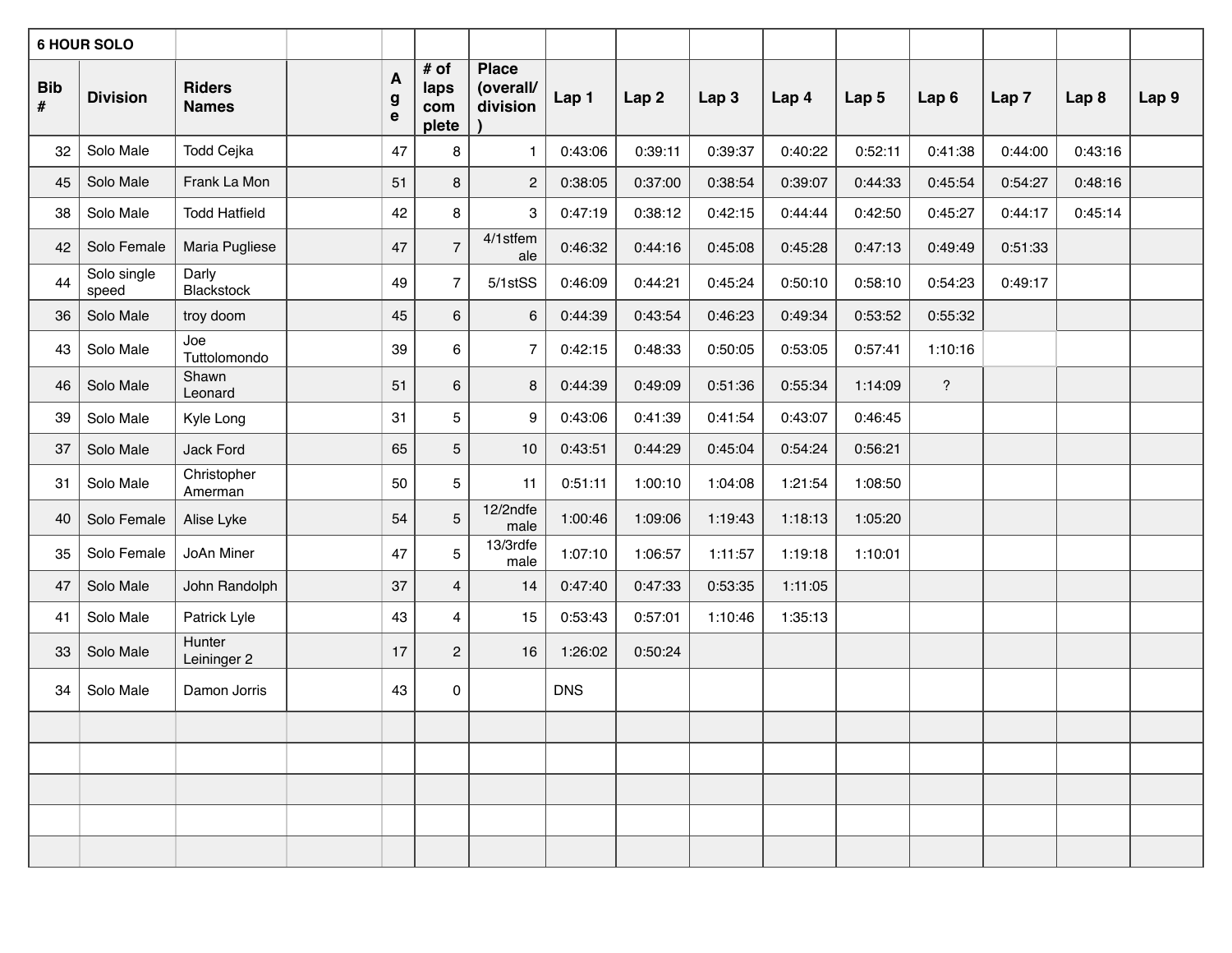| 6 HOUR SOLO | | | | | | | | | | | | | | | | |
|---|---|---|---|---|---|---|---|---|---|---|---|---|---|---|---|---|
| Bib # | Division | Riders Names | | Age | # of laps complete | Place (overall/ division ) | Lap 1 | Lap 2 | Lap 3 | Lap 4 | Lap 5 | Lap 6 | Lap 7 | Lap 8 | Lap 9 |
| 32 | Solo Male | Todd Cejka | | 47 | 8 | 1 | 0:43:06 | 0:39:11 | 0:39:37 | 0:40:22 | 0:52:11 | 0:41:38 | 0:44:00 | 0:43:16 | |
| 45 | Solo Male | Frank La Mon | | 51 | 8 | 2 | 0:38:05 | 0:37:00 | 0:38:54 | 0:39:07 | 0:44:33 | 0:45:54 | 0:54:27 | 0:48:16 | |
| 38 | Solo Male | Todd Hatfield | | 42 | 8 | 3 | 0:47:19 | 0:38:12 | 0:42:15 | 0:44:44 | 0:42:50 | 0:45:27 | 0:44:17 | 0:45:14 | |
| 42 | Solo Female | Maria Pugliese | | 47 | 7 | 4/1stfemale | 0:46:32 | 0:44:16 | 0:45:08 | 0:45:28 | 0:47:13 | 0:49:49 | 0:51:33 | | |
| 44 | Solo single speed | Darly Blackstock | | 49 | 7 | 5/1stSS | 0:46:09 | 0:44:21 | 0:45:24 | 0:50:10 | 0:58:10 | 0:54:23 | 0:49:17 | | |
| 36 | Solo Male | troy doom | | 45 | 6 | 6 | 0:44:39 | 0:43:54 | 0:46:23 | 0:49:34 | 0:53:52 | 0:55:32 | | | |
| 43 | Solo Male | Joe Tuttolomondo | | 39 | 6 | 7 | 0:42:15 | 0:48:33 | 0:50:05 | 0:53:05 | 0:57:41 | 1:10:16 | | | |
| 46 | Solo Male | Shawn Leonard | | 51 | 6 | 8 | 0:44:39 | 0:49:09 | 0:51:36 | 0:55:34 | 1:14:09 | ? | | | |
| 39 | Solo Male | Kyle Long | | 31 | 5 | 9 | 0:43:06 | 0:41:39 | 0:41:54 | 0:43:07 | 0:46:45 | | | | |
| 37 | Solo Male | Jack Ford | | 65 | 5 | 10 | 0:43:51 | 0:44:29 | 0:45:04 | 0:54:24 | 0:56:21 | | | | |
| 31 | Solo Male | Christopher Amerman | | 50 | 5 | 11 | 0:51:11 | 1:00:10 | 1:04:08 | 1:21:54 | 1:08:50 | | | | |
| 40 | Solo Female | Alise Lyke | | 54 | 5 | 12/2ndfemale | 1:00:46 | 1:09:06 | 1:19:43 | 1:18:13 | 1:05:20 | | | | |
| 35 | Solo Female | JoAn Miner | | 47 | 5 | 13/3rdfemale | 1:07:10 | 1:06:57 | 1:11:57 | 1:19:18 | 1:10:01 | | | | |
| 47 | Solo Male | John Randolph | | 37 | 4 | 14 | 0:47:40 | 0:47:33 | 0:53:35 | 1:11:05 | | | | | |
| 41 | Solo Male | Patrick Lyle | | 43 | 4 | 15 | 0:53:43 | 0:57:01 | 1:10:46 | 1:35:13 | | | | | |
| 33 | Solo Male | Hunter Leininger 2 | | 17 | 2 | 16 | 1:26:02 | 0:50:24 | | | | | | | |
| 34 | Solo Male | Damon Jorris | | 43 | 0 | | DNS | | | | | | | | |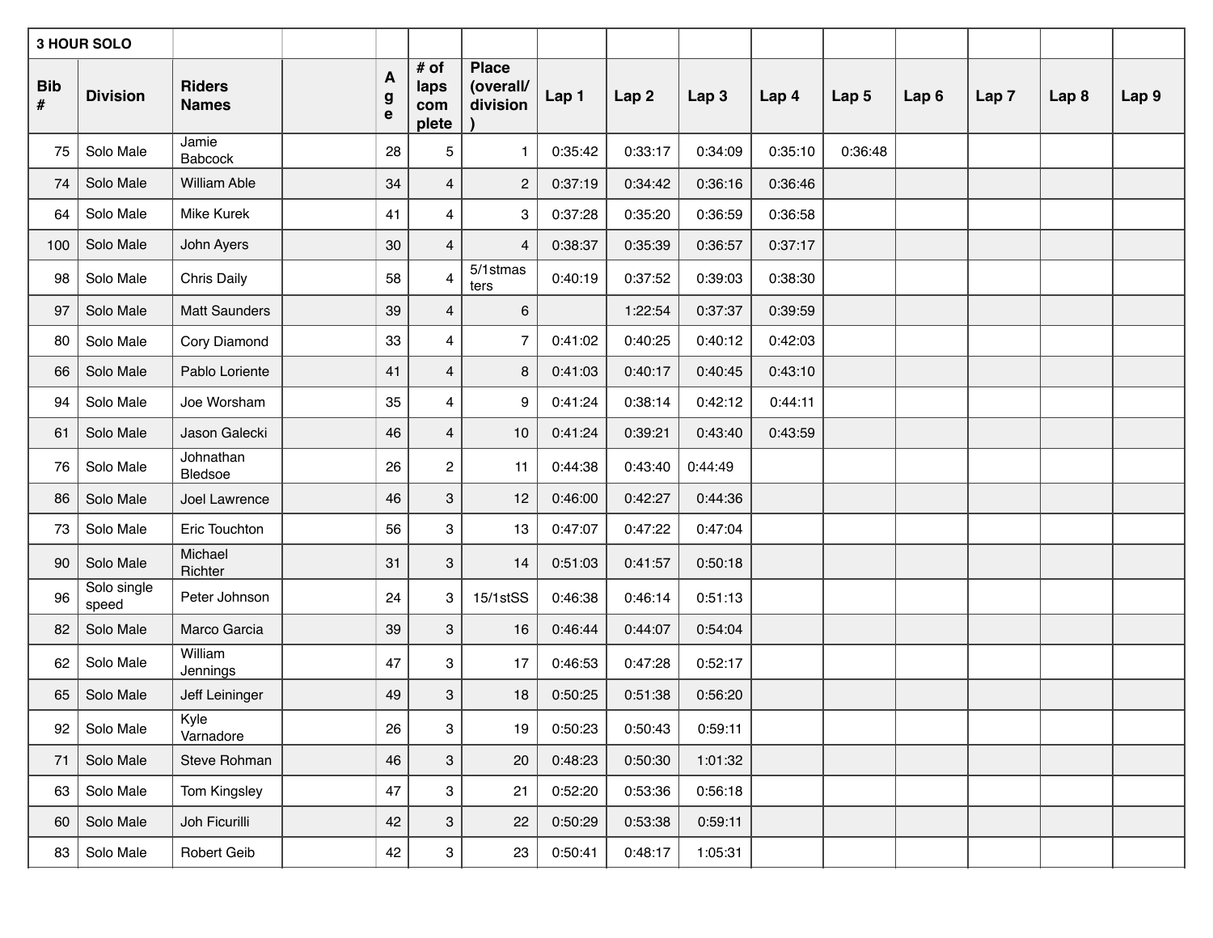| 3 HOUR SOLO | | | | | | | | | | | | | | | | |
|---|---|---|---|---|---|---|---|---|---|---|---|---|---|---|---|---|
| **Bib #** | **Division** | **Riders Names** | | **Age** | **# of laps complete** | **Place (overall/division)** | **Lap 1** | **Lap 2** | **Lap 3** | **Lap 4** | **Lap 5** | **Lap 6** | **Lap 7** | **Lap 8** | **Lap 9** |
| 75 | Solo Male | Jamie Babcock | | 28 | 5 | 1 | 0:35:42 | 0:33:17 | 0:34:09 | 0:35:10 | 0:36:48 | | | | |
| 74 | Solo Male | William Able | | 34 | 4 | 2 | 0:37:19 | 0:34:42 | 0:36:16 | 0:36:46 | | | | | |
| 64 | Solo Male | Mike Kurek | | 41 | 4 | 3 | 0:37:28 | 0:35:20 | 0:36:59 | 0:36:58 | | | | | |
| 100 | Solo Male | John Ayers | | 30 | 4 | 4 | 0:38:37 | 0:35:39 | 0:36:57 | 0:37:17 | | | | | |
| 98 | Solo Male | Chris Daily | | 58 | 4 | 5/1stmasters | 0:40:19 | 0:37:52 | 0:39:03 | 0:38:30 | | | | | |
| 97 | Solo Male | Matt Saunders | | 39 | 4 | 6 | | 1:22:54 | 0:37:37 | 0:39:59 | | | | | |
| 80 | Solo Male | Cory Diamond | | 33 | 4 | 7 | 0:41:02 | 0:40:25 | 0:40:12 | 0:42:03 | | | | | |
| 66 | Solo Male | Pablo Loriente | | 41 | 4 | 8 | 0:41:03 | 0:40:17 | 0:40:45 | 0:43:10 | | | | | |
| 94 | Solo Male | Joe Worsham | | 35 | 4 | 9 | 0:41:24 | 0:38:14 | 0:42:12 | 0:44:11 | | | | | |
| 61 | Solo Male | Jason Galecki | | 46 | 4 | 10 | 0:41:24 | 0:39:21 | 0:43:40 | 0:43:59 | | | | | |
| 76 | Solo Male | Johnathan Bledsoe | | 26 | 2 | 11 | 0:44:38 | 0:43:40 | 0:44:49 | | | | | | |
| 86 | Solo Male | Joel Lawrence | | 46 | 3 | 12 | 0:46:00 | 0:42:27 | 0:44:36 | | | | | | |
| 73 | Solo Male | Eric Touchton | | 56 | 3 | 13 | 0:47:07 | 0:47:22 | 0:47:04 | | | | | | |
| 90 | Solo Male | Michael Richter | | 31 | 3 | 14 | 0:51:03 | 0:41:57 | 0:50:18 | | | | | | |
| 96 | Solo single speed | Peter Johnson | | 24 | 3 | 15/1stSS | 0:46:38 | 0:46:14 | 0:51:13 | | | | | | |
| 82 | Solo Male | Marco Garcia | | 39 | 3 | 16 | 0:46:44 | 0:44:07 | 0:54:04 | | | | | | |
| 62 | Solo Male | William Jennings | | 47 | 3 | 17 | 0:46:53 | 0:47:28 | 0:52:17 | | | | | | |
| 65 | Solo Male | Jeff Leininger | | 49 | 3 | 18 | 0:50:25 | 0:51:38 | 0:56:20 | | | | | | |
| 92 | Solo Male | Kyle Varnadore | | 26 | 3 | 19 | 0:50:23 | 0:50:43 | 0:59:11 | | | | | | |
| 71 | Solo Male | Steve Rohman | | 46 | 3 | 20 | 0:48:23 | 0:50:30 | 1:01:32 | | | | | | |
| 63 | Solo Male | Tom Kingsley | | 47 | 3 | 21 | 0:52:20 | 0:53:36 | 0:56:18 | | | | | | |
| 60 | Solo Male | Joh Ficurilli | | 42 | 3 | 22 | 0:50:29 | 0:53:38 | 0:59:11 | | | | | | |
| 83 | Solo Male | Robert Geib | | 42 | 3 | 23 | 0:50:41 | 0:48:17 | 1:05:31 | | | | | | |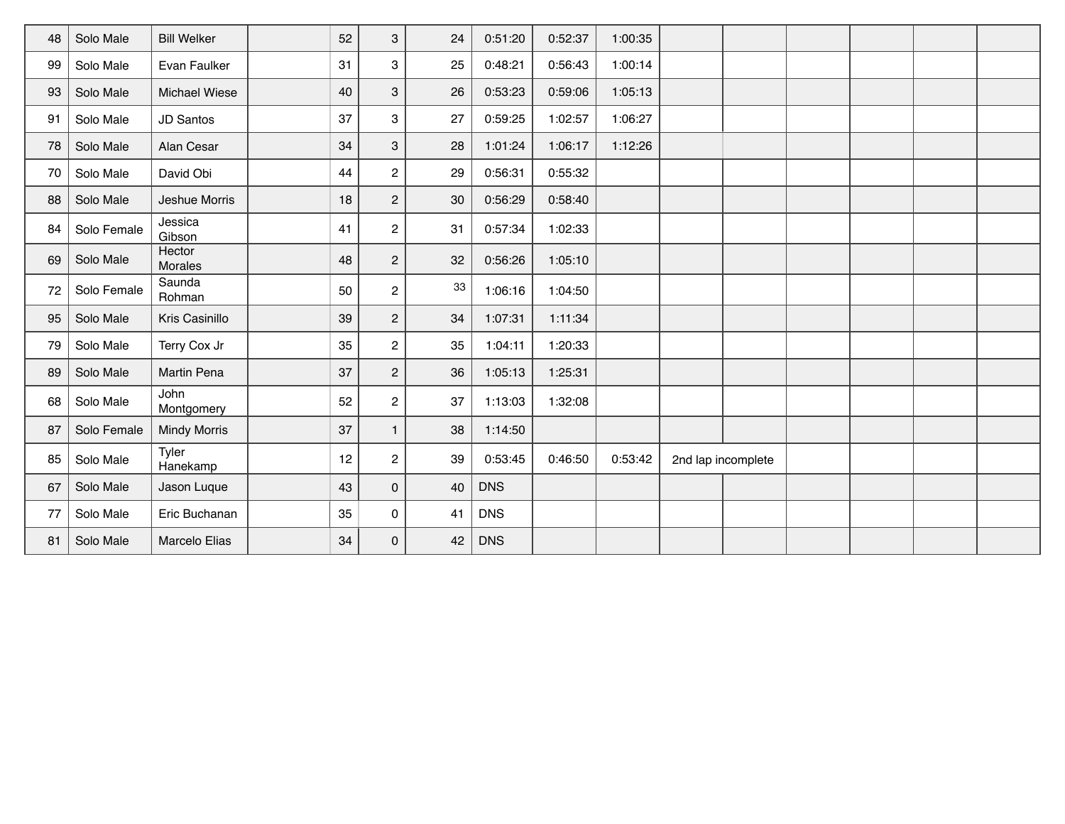| | | | | | | | | | | | | | | | |
|---|---|---|---|---|---|---|---|---|---|---|---|---|---|---|---|
| 48 | Solo Male | Bill Welker | | 52 | 3 | 24 | 0:51:20 | 0:52:37 | 1:00:35 | | | | | | |
| 99 | Solo Male | Evan Faulker | | 31 | 3 | 25 | 0:48:21 | 0:56:43 | 1:00:14 | | | | | | |
| 93 | Solo Male | Michael Wiese | | 40 | 3 | 26 | 0:53:23 | 0:59:06 | 1:05:13 | | | | | | |
| 91 | Solo Male | JD Santos | | 37 | 3 | 27 | 0:59:25 | 1:02:57 | 1:06:27 | | | | | | |
| 78 | Solo Male | Alan Cesar | | 34 | 3 | 28 | 1:01:24 | 1:06:17 | 1:12:26 | | | | | | |
| 70 | Solo Male | David Obi | | 44 | 2 | 29 | 0:56:31 | 0:55:32 | | | | | | | |
| 88 | Solo Male | Jeshue Morris | | 18 | 2 | 30 | 0:56:29 | 0:58:40 | | | | | | | |
| 84 | Solo Female | Jessica Gibson | | 41 | 2 | 31 | 0:57:34 | 1:02:33 | | | | | | | |
| 69 | Solo Male | Hector Morales | | 48 | 2 | 32 | 0:56:26 | 1:05:10 | | | | | | | |
| 72 | Solo Female | Saunda Rohman | | 50 | 2 | 33 | 1:06:16 | 1:04:50 | | | | | | | |
| 95 | Solo Male | Kris Casinillo | | 39 | 2 | 34 | 1:07:31 | 1:11:34 | | | | | | | |
| 79 | Solo Male | Terry Cox Jr | | 35 | 2 | 35 | 1:04:11 | 1:20:33 | | | | | | | |
| 89 | Solo Male | Martin Pena | | 37 | 2 | 36 | 1:05:13 | 1:25:31 | | | | | | | |
| 68 | Solo Male | John Montgomery | | 52 | 2 | 37 | 1:13:03 | 1:32:08 | | | | | | | |
| 87 | Solo Female | Mindy Morris | | 37 | 1 | 38 | 1:14:50 | | | | | | | | |
| 85 | Solo Male | Tyler Hanekamp | | 12 | 2 | 39 | 0:53:45 | 0:46:50 | 0:53:42 | 2nd lap incomplete | | | | | |
| 67 | Solo Male | Jason Luque | | 43 | 0 | 40 | DNS | | | | | | | | |
| 77 | Solo Male | Eric Buchanan | | 35 | 0 | 41 | DNS | | | | | | | | |
| 81 | Solo Male | Marcelo Elias | | 34 | 0 | 42 | DNS | | | | | | | | |